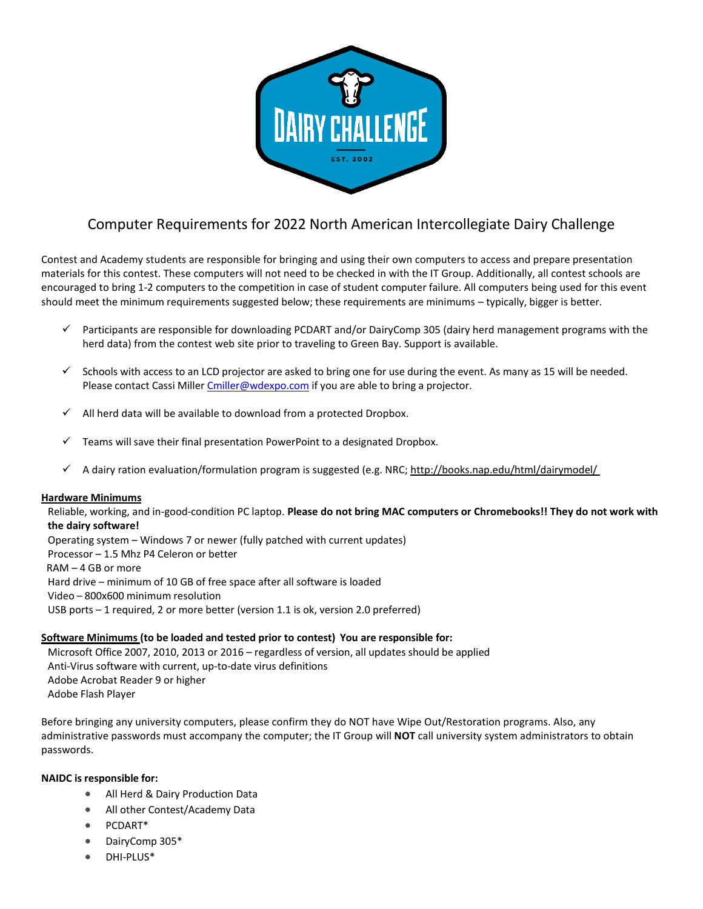# Computer Requirements for 2022 North American Intercollegiate Dairy Challenge

Contest and Academy students are responsible for bringing and using their own computers to access and prepare presentation materials for this contest. These computers will not need to be checked in with the IT Group. Additionally, all contest schools are encouraged to bring 1-2 computers to the competition in case of student computer failure. All computers being used for this event should meet the minimum requirements suggested below; these requirements are minimums – typically, bigger is better.

- ✓ Participants are responsible for downloading PCDART and/or DairyComp 305 (dairy herd management programs with the herd data) from the contest web site prior to traveling to Green Bay. Support is available.
- ✓ Schools with access to an LCD projector are asked to bring one for use during the event. As many as 15 will be needed. Please contact Cassi Miller Cmiller@wdexpo.com if you are able to bring a projector.
- ✓ All herd data will be available to download from a protected Dropbox.
- ✓ Teams will save their final presentation PowerPoint to a designated Dropbox.
- ✓ A dairy ration evaluation/formulation program is suggested (e.g. NRC; http://books.nap.edu/html/dairymodel/

**Hardware Minimums**

Reliable, working, and in-good-condition PC laptop. **Please do not bring MAC computers or Chromebooks!! They do not work with the dairy software!**
Operating system – Windows 7 or newer (fully patched with current updates)
Processor – 1.5 Mhz P4 Celeron or better
RAM – 4 GB or more
Hard drive – minimum of 10 GB of free space after all software is loaded
Video – 800x600 minimum resolution
USB ports – 1 required, 2 or more better (version 1.1 is ok, version 2.0 preferred)

**Software Minimums (to be loaded and tested prior to contest) You are responsible for:**

Microsoft Office 2007, 2010, 2013 or 2016 – regardless of version, all updates should be applied
Anti-Virus software with current, up-to-date virus definitions
Adobe Acrobat Reader 9 or higher
Adobe Flash Player

Before bringing any university computers, please confirm they do NOT have Wipe Out/Restoration programs. Also, any administrative passwords must accompany the computer; the IT Group will **NOT** call university system administrators to obtain passwords.

**NAIDC is responsible for:**

- All Herd & Dairy Production Data
- All other Contest/Academy Data
- PCDART*
- DairyComp 305*
- DHI-PLUS*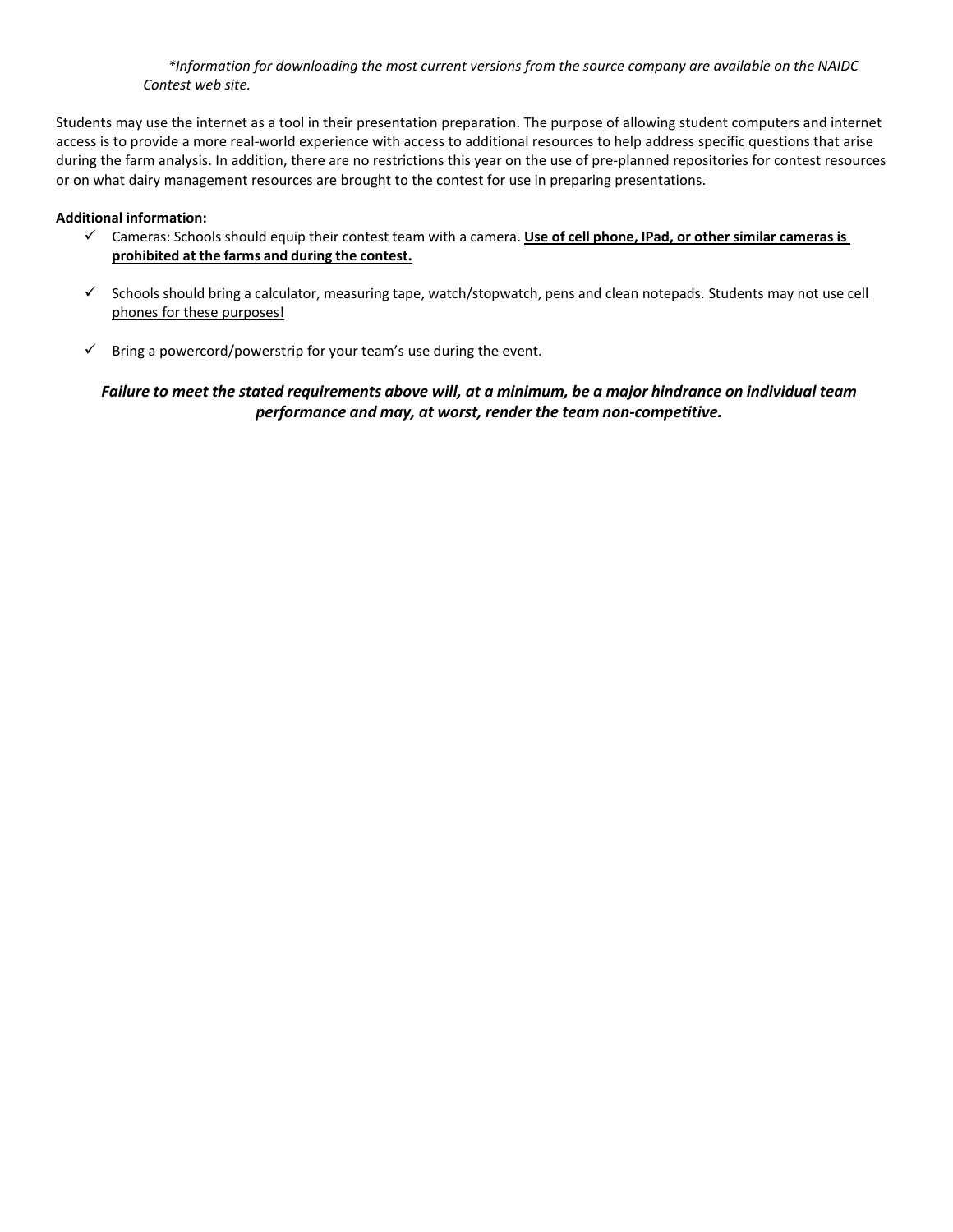*\*Information for downloading the most current versions from the source company are available on the NAIDC Contest web site.*

Students may use the internet as a tool in their presentation preparation. The purpose of allowing student computers and internet access is to provide a more real-world experience with access to additional resources to help address specific questions that arise during the farm analysis. In addition, there are no restrictions this year on the use of pre-planned repositories for contest resources or on what dairy management resources are brought to the contest for use in preparing presentations.

**Additional information:**

- ✓ Cameras: Schools should equip their contest team with a camera. <u>**Use of cell phone, IPad, or other similar cameras is prohibited at the farms and during the contest.**</u>
- ✓ Schools should bring a calculator, measuring tape, watch/stopwatch, pens and clean notepads. <u>Students may not use cell phones for these purposes!</u>
- ✓ Bring a powercord/powerstrip for your team's use during the event.

***Failure to meet the stated requirements above will, at a minimum, be a major hindrance on individual team performance and may, at worst, render the team non-competitive.***